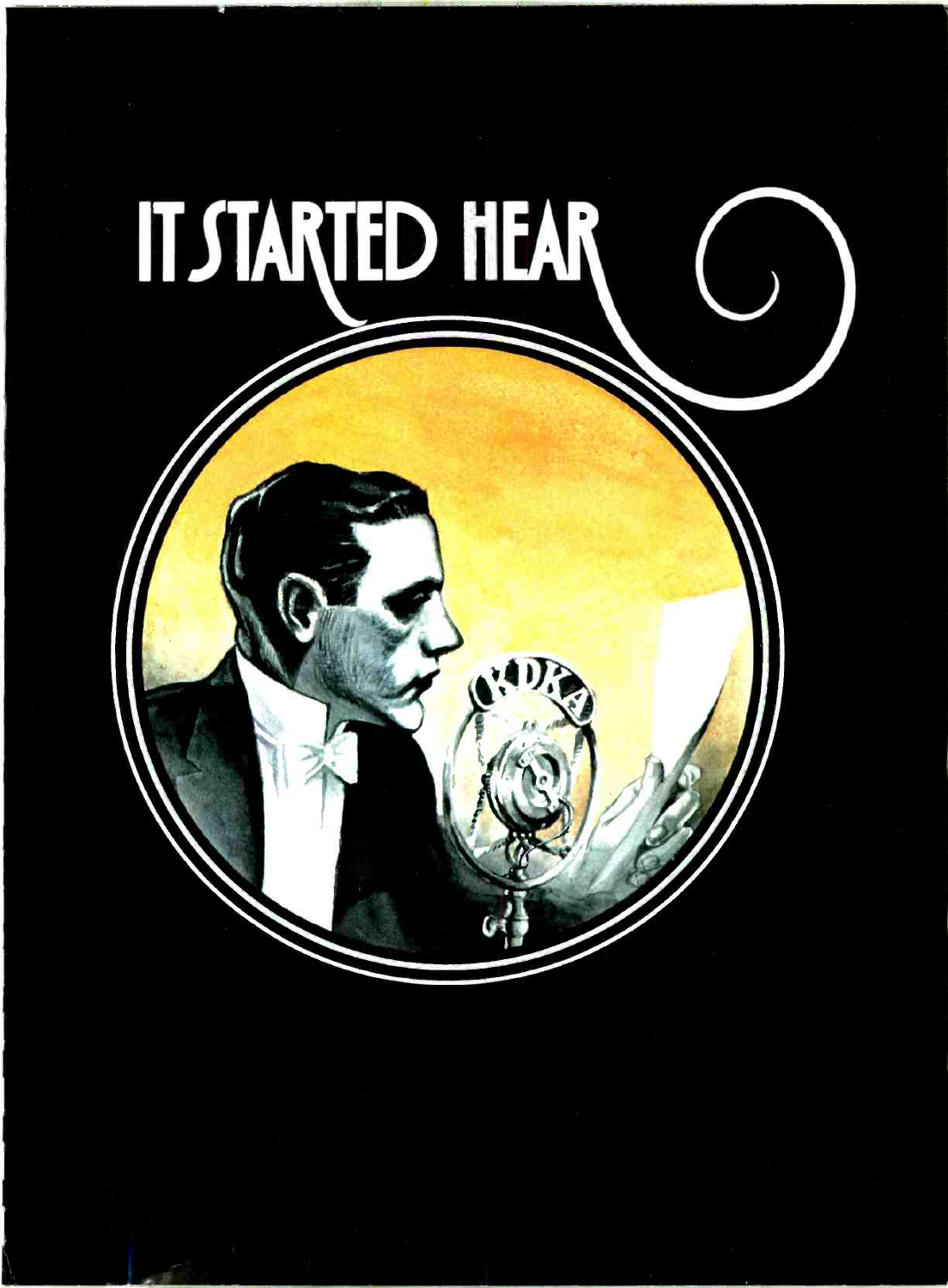# IT STARTED HEAR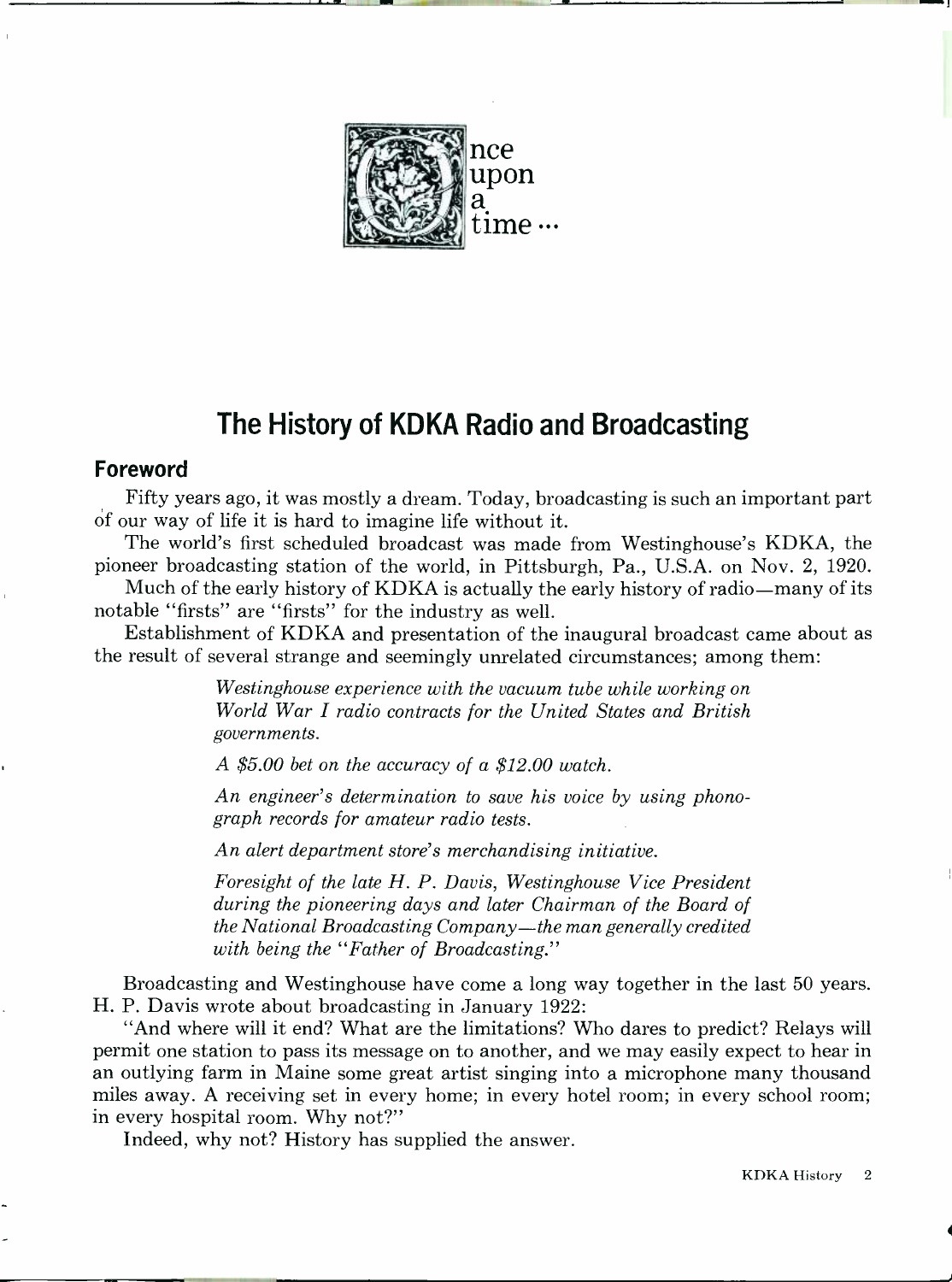Once upon a time...

# The History of KDKA Radio and Broadcasting

## Foreword

Fifty years ago, it was mostly a dream. Today, broadcasting is such an important part of our way of life it is hard to imagine life without it.

The world's first scheduled broadcast was made from Westinghouse's KDKA, the pioneer broadcasting station of the world, in Pittsburgh, Pa., U.S.A. on Nov. 2, 1920.

Much of the early history of KDKA is actually the early history of radio—many of its notable "firsts" are "firsts" for the industry as well.

Establishment of KDKA and presentation of the inaugural broadcast came about as the result of several strange and seemingly unrelated circumstances; among them:

> *Westinghouse experience with the vacuum tube while working on World War I radio contracts for the United States and British governments.*
>
> *A $5.00 bet on the accuracy of a $12.00 watch.*
>
> *An engineer's determination to save his voice by using phonograph records for amateur radio tests.*
>
> *An alert department store's merchandising initiative.*
>
> *Foresight of the late H. P. Davis, Westinghouse Vice President during the pioneering days and later Chairman of the Board of the National Broadcasting Company—the man generally credited with being the "Father of Broadcasting."*

Broadcasting and Westinghouse have come a long way together in the last 50 years. H. P. Davis wrote about broadcasting in January 1922:

"And where will it end? What are the limitations? Who dares to predict? Relays will permit one station to pass its message on to another, and we may easily expect to hear in an outlying farm in Maine some great artist singing into a microphone many thousand miles away. A receiving set in every home; in every hotel room; in every school room; in every hospital room. Why not?"

Indeed, why not? History has supplied the answer.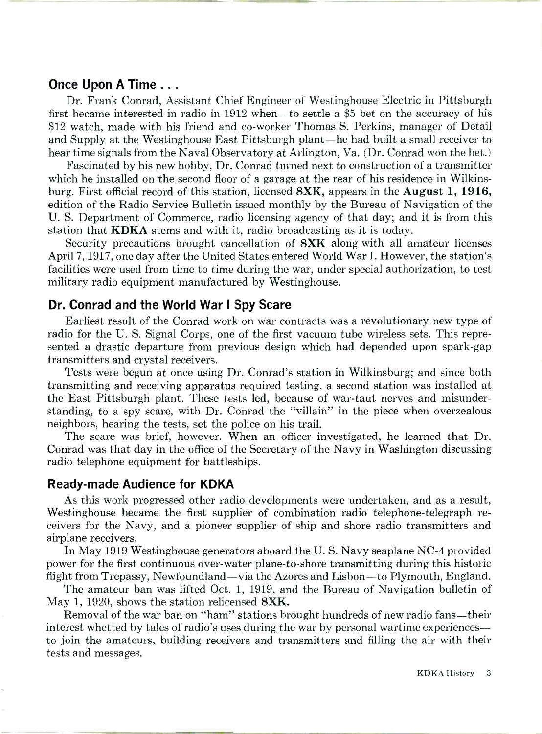## Once Upon A Time . . .

Dr. Frank Conrad, Assistant Chief Engineer of Westinghouse Electric in Pittsburgh first became interested in radio in 1912 when—to settle a $5 bet on the accuracy of his $12 watch, made with his friend and co-worker Thomas S. Perkins, manager of Detail and Supply at the Westinghouse East Pittsburgh plant—he had built a small receiver to hear time signals from the Naval Observatory at Arlington, Va. (Dr. Conrad won the bet.)

Fascinated by his new hobby, Dr. Conrad turned next to construction of a transmitter which he installed on the second floor of a garage at the rear of his residence in Wilkinsburg. First official record of this station, licensed **8XK**, appears in the **August 1, 1916,** edition of the Radio Service Bulletin issued monthly by the Bureau of Navigation of the U. S. Department of Commerce, radio licensing agency of that day; and it is from this station that **KDKA** stems and with it, radio broadcasting as it is today.

Security precautions brought cancellation of **8XK** along with all amateur licenses April 7, 1917, one day after the United States entered World War I. However, the station's facilities were used from time to time during the war, under special authorization, to test military radio equipment manufactured by Westinghouse.

## Dr. Conrad and the World War I Spy Scare

Earliest result of the Conrad work on war contracts was a revolutionary new type of radio for the U. S. Signal Corps, one of the first vacuum tube wireless sets. This represented a drastic departure from previous design which had depended upon spark-gap transmitters and crystal receivers.

Tests were begun at once using Dr. Conrad's station in Wilkinsburg; and since both transmitting and receiving apparatus required testing, a second station was installed at the East Pittsburgh plant. These tests led, because of war-taut nerves and misunderstanding, to a spy scare, with Dr. Conrad the "villain" in the piece when overzealous neighbors, hearing the tests, set the police on his trail.

The scare was brief, however. When an officer investigated, he learned that Dr. Conrad was that day in the office of the Secretary of the Navy in Washington discussing radio telephone equipment for battleships.

## Ready-made Audience for KDKA

As this work progressed other radio developments were undertaken, and as a result, Westinghouse became the first supplier of combination radio telephone-telegraph receivers for the Navy, and a pioneer supplier of ship and shore radio transmitters and airplane receivers.

In May 1919 Westinghouse generators aboard the U. S. Navy seaplane NC-4 provided power for the first continuous over-water plane-to-shore transmitting during this historic flight from Trepassy, Newfoundland—via the Azores and Lisbon—to Plymouth, England.

The amateur ban was lifted Oct. 1, 1919, and the Bureau of Navigation bulletin of May 1, 1920, shows the station relicensed **8XK.**

Removal of the war ban on "ham" stations brought hundreds of new radio fans—their interest whetted by tales of radio's uses during the war by personal wartime experiences—to join the amateurs, building receivers and transmitters and filling the air with their tests and messages.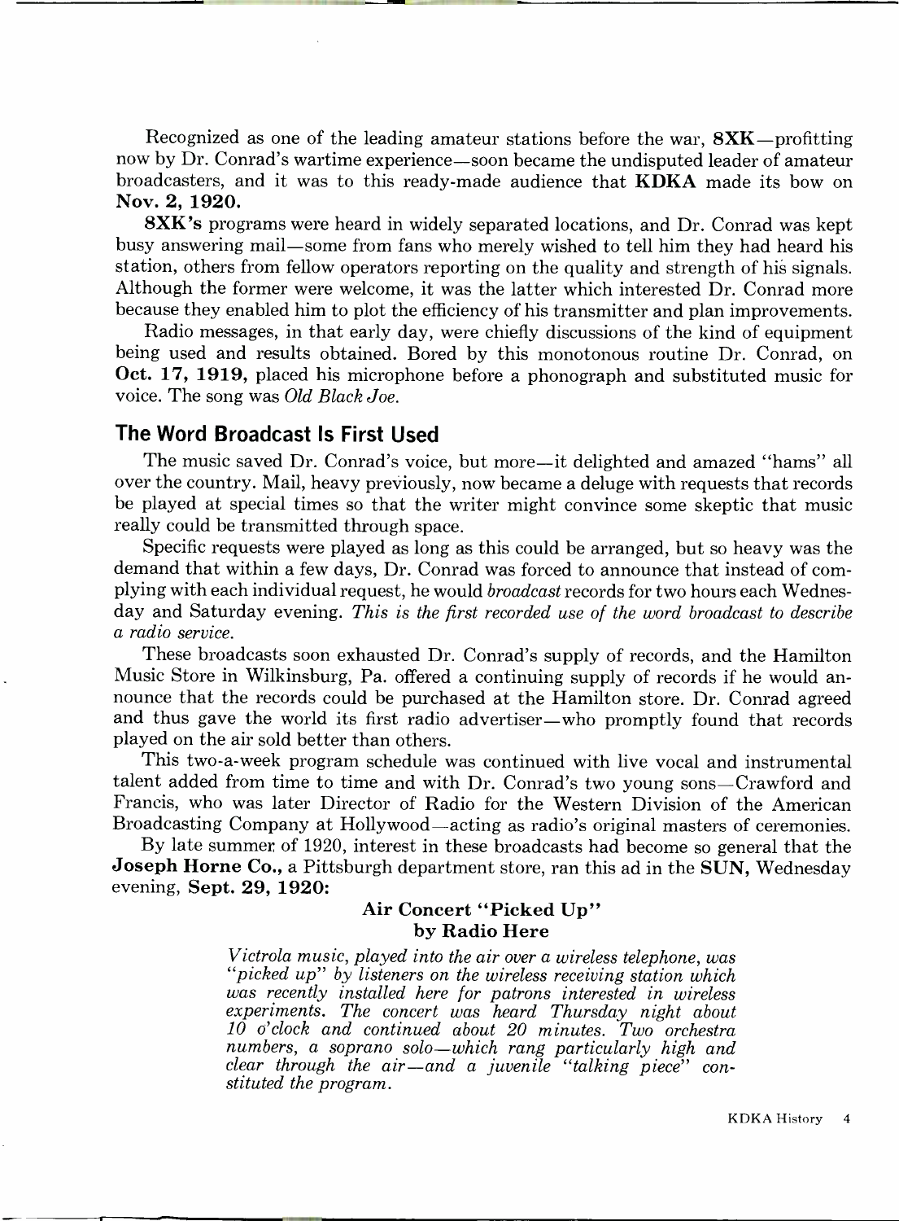Recognized as one of the leading amateur stations before the war, **8XK**—profitting now by Dr. Conrad's wartime experience—soon became the undisputed leader of amateur broadcasters, and it was to this ready-made audience that **KDKA** made its bow on **Nov. 2, 1920.**

**8XK's** programs were heard in widely separated locations, and Dr. Conrad was kept busy answering mail—some from fans who merely wished to tell him they had heard his station, others from fellow operators reporting on the quality and strength of his signals. Although the former were welcome, it was the latter which interested Dr. Conrad more because they enabled him to plot the efficiency of his transmitter and plan improvements.

Radio messages, in that early day, were chiefly discussions of the kind of equipment being used and results obtained. Bored by this monotonous routine Dr. Conrad, on **Oct. 17, 1919,** placed his microphone before a phonograph and substituted music for voice. The song was *Old Black Joe.*

## The Word Broadcast Is First Used

The music saved Dr. Conrad's voice, but more—it delighted and amazed "hams" all over the country. Mail, heavy previously, now became a deluge with requests that records be played at special times so that the writer might convince some skeptic that music really could be transmitted through space.

Specific requests were played as long as this could be arranged, but so heavy was the demand that within a few days, Dr. Conrad was forced to announce that instead of complying with each individual request, he would *broadcast* records for two hours each Wednesday and Saturday evening. *This is the first recorded use of the word broadcast to describe a radio service.*

These broadcasts soon exhausted Dr. Conrad's supply of records, and the Hamilton Music Store in Wilkinsburg, Pa. offered a continuing supply of records if he would announce that the records could be purchased at the Hamilton store. Dr. Conrad agreed and thus gave the world its first radio advertiser—who promptly found that records played on the air sold better than others.

This two-a-week program schedule was continued with live vocal and instrumental talent added from time to time and with Dr. Conrad's two young sons—Crawford and Francis, who was later Director of Radio for the Western Division of the American Broadcasting Company at Hollywood—acting as radio's original masters of ceremonies.

By late summer of 1920, interest in these broadcasts had become so general that the **Joseph Horne Co.,** a Pittsburgh department store, ran this ad in the **SUN,** Wednesday evening, **Sept. 29, 1920:**

**Air Concert "Picked Up" by Radio Here**

*Victrola music, played into the air over a wireless telephone, was "picked up" by listeners on the wireless receiving station which was recently installed here for patrons interested in wireless experiments. The concert was heard Thursday night about 10 o'clock and continued about 20 minutes. Two orchestra numbers, a soprano solo—which rang particularly high and clear through the air—and a juvenile "talking piece" constituted the program.*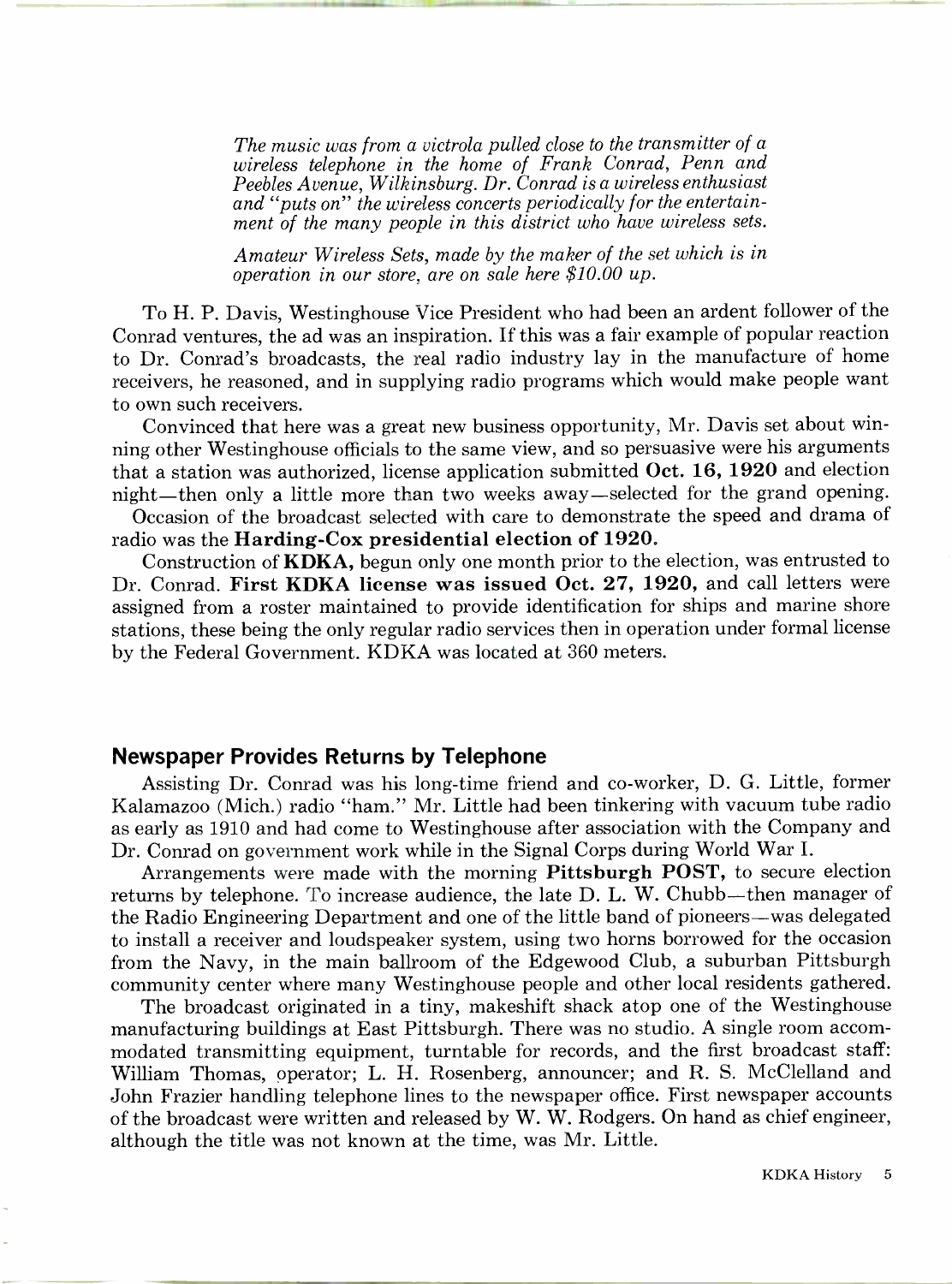*The music was from a victrola pulled close to the transmitter of a wireless telephone in the home of Frank Conrad, Penn and Peebles Avenue, Wilkinsburg. Dr. Conrad is a wireless enthusiast and "puts on" the wireless concerts periodically for the entertainment of the many people in this district who have wireless sets.*

*Amateur Wireless Sets, made by the maker of the set which is in operation in our store, are on sale here $10.00 up.*

To H. P. Davis, Westinghouse Vice President who had been an ardent follower of the Conrad ventures, the ad was an inspiration. If this was a fair example of popular reaction to Dr. Conrad's broadcasts, the real radio industry lay in the manufacture of home receivers, he reasoned, and in supplying radio programs which would make people want to own such receivers.

Convinced that here was a great new business opportunity, Mr. Davis set about winning other Westinghouse officials to the same view, and so persuasive were his arguments that a station was authorized, license application submitted **Oct. 16, 1920** and election night—then only a little more than two weeks away—selected for the grand opening.

Occasion of the broadcast selected with care to demonstrate the speed and drama of radio was the **Harding-Cox presidential election of 1920.**

Construction of **KDKA,** begun only one month prior to the election, was entrusted to Dr. Conrad. **First KDKA license was issued Oct. 27, 1920,** and call letters were assigned from a roster maintained to provide identification for ships and marine shore stations, these being the only regular radio services then in operation under formal license by the Federal Government. KDKA was located at 360 meters.

## Newspaper Provides Returns by Telephone

Assisting Dr. Conrad was his long-time friend and co-worker, D. G. Little, former Kalamazoo (Mich.) radio "ham." Mr. Little had been tinkering with vacuum tube radio as early as 1910 and had come to Westinghouse after association with the Company and Dr. Conrad on government work while in the Signal Corps during World War I.

Arrangements were made with the morning **Pittsburgh POST,** to secure election returns by telephone. To increase audience, the late D. L. W. Chubb—then manager of the Radio Engineering Department and one of the little band of pioneers—was delegated to install a receiver and loudspeaker system, using two horns borrowed for the occasion from the Navy, in the main ballroom of the Edgewood Club, a suburban Pittsburgh community center where many Westinghouse people and other local residents gathered.

The broadcast originated in a tiny, makeshift shack atop one of the Westinghouse manufacturing buildings at East Pittsburgh. There was no studio. A single room accommodated transmitting equipment, turntable for records, and the first broadcast staff: William Thomas, operator; L. H. Rosenberg, announcer; and R. S. McClelland and John Frazier handling telephone lines to the newspaper office. First newspaper accounts of the broadcast were written and released by W. W. Rodgers. On hand as chief engineer, although the title was not known at the time, was Mr. Little.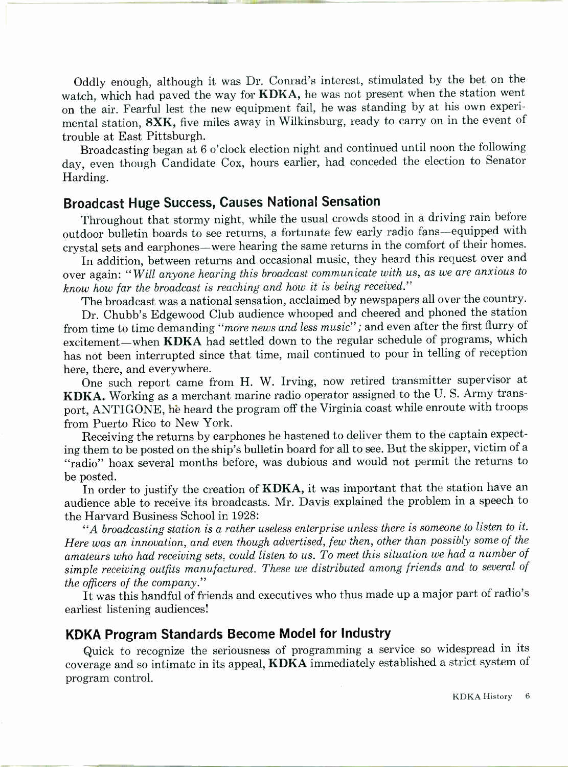Oddly enough, although it was Dr. Conrad's interest, stimulated by the bet on the watch, which had paved the way for **KDKA,** he was not present when the station went on the air. Fearful lest the new equipment fail, he was standing by at his own experimental station, **8XK,** five miles away in Wilkinsburg, ready to carry on in the event of trouble at East Pittsburgh.

Broadcasting began at 6 o'clock election night and continued until noon the following day, even though Candidate Cox, hours earlier, had conceded the election to Senator Harding.

## Broadcast Huge Success, Causes National Sensation

Throughout that stormy night, while the usual crowds stood in a driving rain before outdoor bulletin boards to see returns, a fortunate few early radio fans—equipped with crystal sets and earphones—were hearing the same returns in the comfort of their homes.

In addition, between returns and occasional music, they heard this request over and over again: "*Will anyone hearing this broadcast communicate with us, as we are anxious to know how far the broadcast is reaching and how it is being received.*"

The broadcast was a national sensation, acclaimed by newspapers all over the country.

Dr. Chubb's Edgewood Club audience whooped and cheered and phoned the station from time to time demanding "*more news and less music*"; and even after the first flurry of excitement—when **KDKA** had settled down to the regular schedule of programs, which has not been interrupted since that time, mail continued to pour in telling of reception here, there, and everywhere.

One such report came from H. W. Irving, now retired transmitter supervisor at **KDKA.** Working as a merchant marine radio operator assigned to the U. S. Army transport, ANTIGONE, he heard the program off the Virginia coast while enroute with troops from Puerto Rico to New York.

Receiving the returns by earphones he hastened to deliver them to the captain expecting them to be posted on the ship's bulletin board for all to see. But the skipper, victim of a "radio" hoax several months before, was dubious and would not permit the returns to be posted.

In order to justify the creation of **KDKA,** it was important that the station have an audience able to receive its broadcasts. Mr. Davis explained the problem in a speech to the Harvard Business School in 1928:

"*A broadcasting station is a rather useless enterprise unless there is someone to listen to it. Here was an innovation, and even though advertised, few then, other than possibly some of the amateurs who had receiving sets, could listen to us. To meet this situation we had a number of simple receiving outfits manufactured. These we distributed among friends and to several of the officers of the company.*"

It was this handful of friends and executives who thus made up a major part of radio's earliest listening audiences!

## KDKA Program Standards Become Model for Industry

Quick to recognize the seriousness of programming a service so widespread in its coverage and so intimate in its appeal, **KDKA** immediately established a strict system of program control.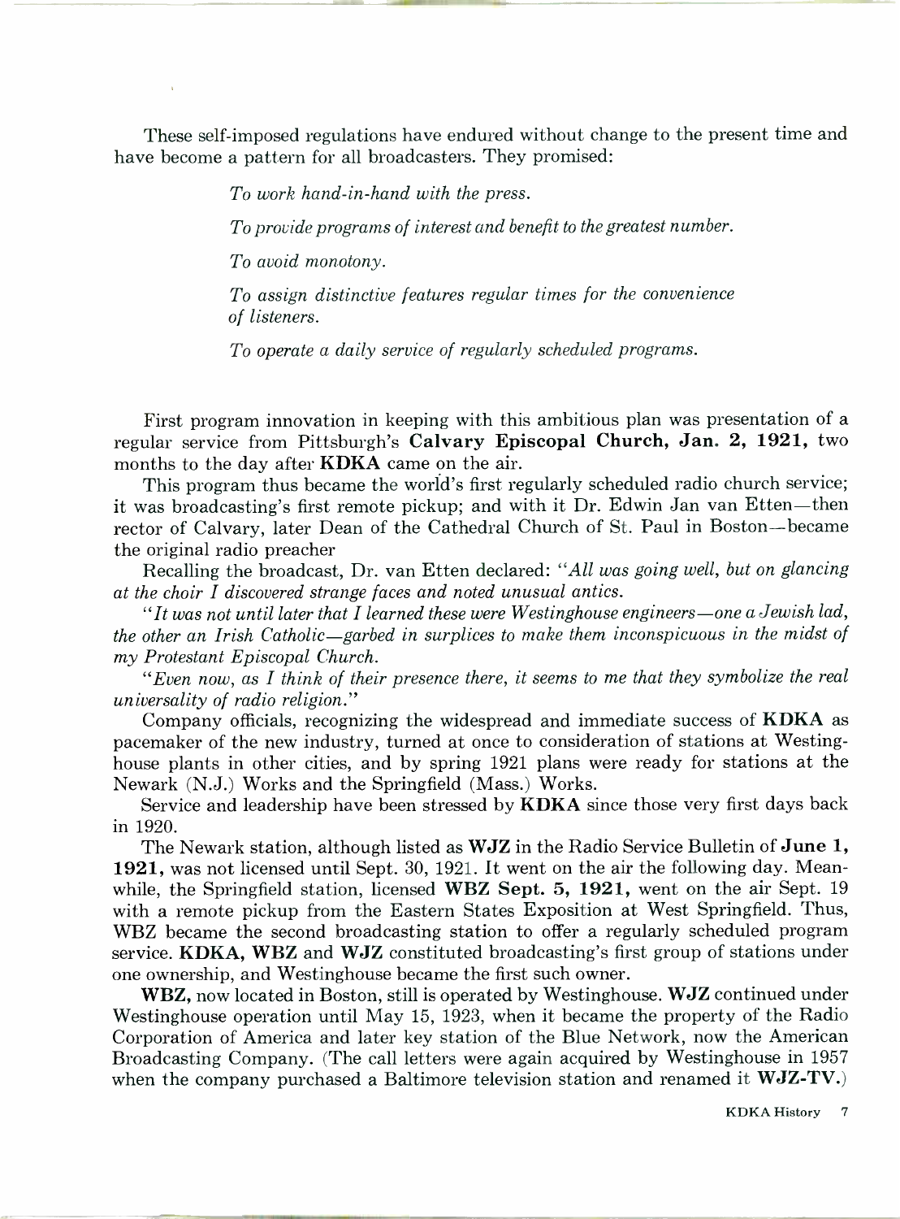These self-imposed regulations have endured without change to the present time and have become a pattern for all broadcasters. They promised:

*To work hand-in-hand with the press.*

*To provide programs of interest and benefit to the greatest number.*

*To avoid monotony.*

*To assign distinctive features regular times for the convenience of listeners.*

*To operate a daily service of regularly scheduled programs.*

First program innovation in keeping with this ambitious plan was presentation of a regular service from Pittsburgh's **Calvary Episcopal Church, Jan. 2, 1921,** two months to the day after **KDKA** came on the air.

This program thus became the world's first regularly scheduled radio church service; it was broadcasting's first remote pickup; and with it Dr. Edwin Jan van Etten—then rector of Calvary, later Dean of the Cathedral Church of St. Paul in Boston—became the original radio preacher

Recalling the broadcast, Dr. van Etten declared: "*All was going well, but on glancing at the choir I discovered strange faces and noted unusual antics.*

"*It was not until later that I learned these were Westinghouse engineers—one a Jewish lad, the other an Irish Catholic—garbed in surplices to make them inconspicuous in the midst of my Protestant Episcopal Church.*

"*Even now, as I think of their presence there, it seems to me that they symbolize the real universality of radio religion.*"

Company officials, recognizing the widespread and immediate success of **KDKA** as pacemaker of the new industry, turned at once to consideration of stations at Westinghouse plants in other cities, and by spring 1921 plans were ready for stations at the Newark (N.J.) Works and the Springfield (Mass.) Works.

Service and leadership have been stressed by **KDKA** since those very first days back in 1920.

The Newark station, although listed as **WJZ** in the Radio Service Bulletin of **June 1, 1921,** was not licensed until Sept. 30, 1921. It went on the air the following day. Meanwhile, the Springfield station, licensed **WBZ Sept. 5, 1921,** went on the air Sept. 19 with a remote pickup from the Eastern States Exposition at West Springfield. Thus, WBZ became the second broadcasting station to offer a regularly scheduled program service. **KDKA, WBZ** and **WJZ** constituted broadcasting's first group of stations under one ownership, and Westinghouse became the first such owner.

**WBZ,** now located in Boston, still is operated by Westinghouse. **WJZ** continued under Westinghouse operation until May 15, 1923, when it became the property of the Radio Corporation of America and later key station of the Blue Network, now the American Broadcasting Company. (The call letters were again acquired by Westinghouse in 1957 when the company purchased a Baltimore television station and renamed it **WJZ-TV.**)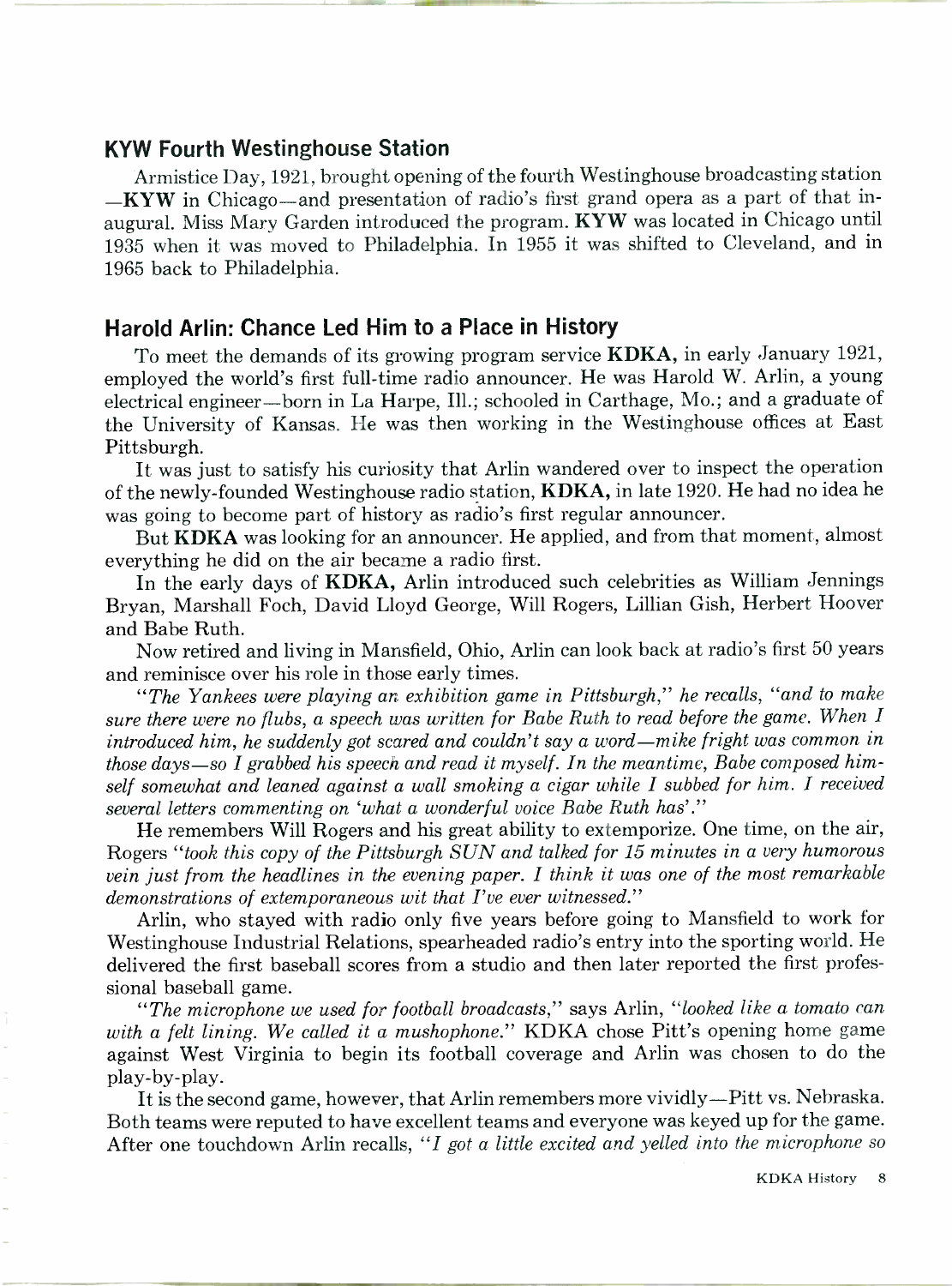## KYW Fourth Westinghouse Station

Armistice Day, 1921, brought opening of the fourth Westinghouse broadcasting station —**KYW** in Chicago—and presentation of radio's first grand opera as a part of that inaugural. Miss Mary Garden introduced the program. **KYW** was located in Chicago until 1935 when it was moved to Philadelphia. In 1955 it was shifted to Cleveland, and in 1965 back to Philadelphia.

## Harold Arlin: Chance Led Him to a Place in History

To meet the demands of its growing program service **KDKA,** in early January 1921, employed the world's first full-time radio announcer. He was Harold W. Arlin, a young electrical engineer—born in La Harpe, Ill.; schooled in Carthage, Mo.; and a graduate of the University of Kansas. He was then working in the Westinghouse offices at East Pittsburgh.

It was just to satisfy his curiosity that Arlin wandered over to inspect the operation of the newly-founded Westinghouse radio station, **KDKA,** in late 1920. He had no idea he was going to become part of history as radio's first regular announcer.

But **KDKA** was looking for an announcer. He applied, and from that moment, almost everything he did on the air became a radio first.

In the early days of **KDKA,** Arlin introduced such celebrities as William Jennings Bryan, Marshall Foch, David Lloyd George, Will Rogers, Lillian Gish, Herbert Hoover and Babe Ruth.

Now retired and living in Mansfield, Ohio, Arlin can look back at radio's first 50 years and reminisce over his role in those early times.

"*The Yankees were playing an exhibition game in Pittsburgh,*" he recalls, "*and to make sure there were no flubs, a speech was written for Babe Ruth to read before the game. When I introduced him, he suddenly got scared and couldn't say a word—mike fright was common in those days—so I grabbed his speech and read it myself. In the meantime, Babe composed himself somewhat and leaned against a wall smoking a cigar while I subbed for him. I received several letters commenting on 'what a wonderful voice Babe Ruth has'.*"

He remembers Will Rogers and his great ability to extemporize. One time, on the air, Rogers "*took this copy of the Pittsburgh SUN and talked for 15 minutes in a very humorous vein just from the headlines in the evening paper. I think it was one of the most remarkable demonstrations of extemporaneous wit that I've ever witnessed.*"

Arlin, who stayed with radio only five years before going to Mansfield to work for Westinghouse Industrial Relations, spearheaded radio's entry into the sporting world. He delivered the first baseball scores from a studio and then later reported the first professional baseball game.

"*The microphone we used for football broadcasts,*" says Arlin, "*looked like a tomato can with a felt lining. We called it a mushophone.*" KDKA chose Pitt's opening home game against West Virginia to begin its football coverage and Arlin was chosen to do the play-by-play.

It is the second game, however, that Arlin remembers more vividly—Pitt vs. Nebraska. Both teams were reputed to have excellent teams and everyone was keyed up for the game. After one touchdown Arlin recalls, "*I got a little excited and yelled into the microphone so*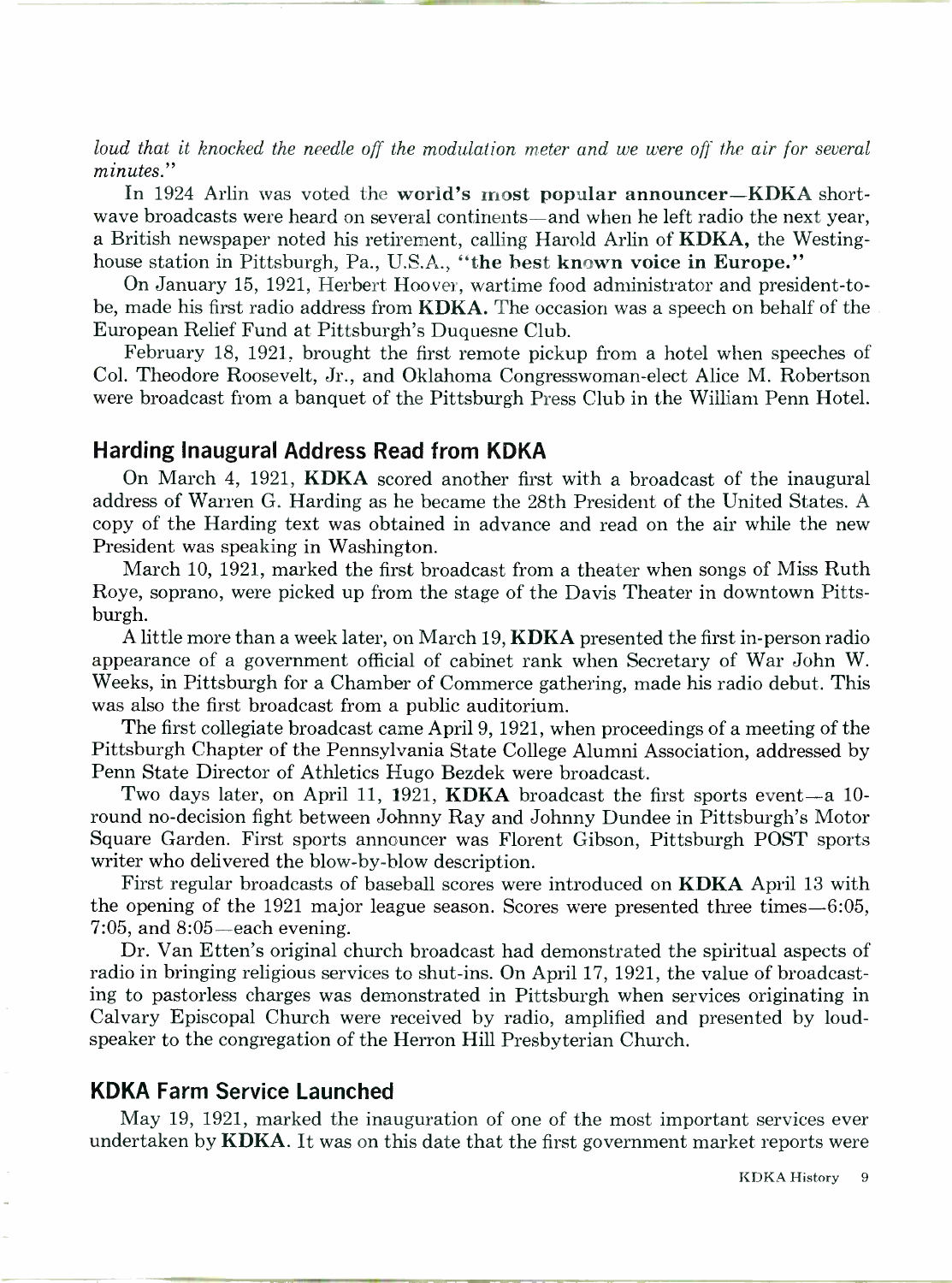*loud that it knocked the needle off the modulation meter and we were off the air for several minutes.*"

In 1924 Arlin was voted the **world's most popular announcer—KDKA** shortwave broadcasts were heard on several continents—and when he left radio the next year, a British newspaper noted his retirement, calling Harold Arlin of **KDKA,** the Westinghouse station in Pittsburgh, Pa., U.S.A., **"the best known voice in Europe."**

On January 15, 1921, Herbert Hoover, wartime food administrator and president-to-be, made his first radio address from **KDKA.** The occasion was a speech on behalf of the European Relief Fund at Pittsburgh's Duquesne Club.

February 18, 1921, brought the first remote pickup from a hotel when speeches of Col. Theodore Roosevelt, Jr., and Oklahoma Congresswoman-elect Alice M. Robertson were broadcast from a banquet of the Pittsburgh Press Club in the William Penn Hotel.

## Harding Inaugural Address Read from KDKA

On March 4, 1921, **KDKA** scored another first with a broadcast of the inaugural address of Warren G. Harding as he became the 28th President of the United States. A copy of the Harding text was obtained in advance and read on the air while the new President was speaking in Washington.

March 10, 1921, marked the first broadcast from a theater when songs of Miss Ruth Roye, soprano, were picked up from the stage of the Davis Theater in downtown Pittsburgh.

A little more than a week later, on March 19, **KDKA** presented the first in-person radio appearance of a government official of cabinet rank when Secretary of War John W. Weeks, in Pittsburgh for a Chamber of Commerce gathering, made his radio debut. This was also the first broadcast from a public auditorium.

The first collegiate broadcast came April 9, 1921, when proceedings of a meeting of the Pittsburgh Chapter of the Pennsylvania State College Alumni Association, addressed by Penn State Director of Athletics Hugo Bezdek were broadcast.

Two days later, on April 11, 1921, **KDKA** broadcast the first sports event—a 10-round no-decision fight between Johnny Ray and Johnny Dundee in Pittsburgh's Motor Square Garden. First sports announcer was Florent Gibson, Pittsburgh POST sports writer who delivered the blow-by-blow description.

First regular broadcasts of baseball scores were introduced on **KDKA** April 13 with the opening of the 1921 major league season. Scores were presented three times—6:05, 7:05, and 8:05—each evening.

Dr. Van Etten's original church broadcast had demonstrated the spiritual aspects of radio in bringing religious services to shut-ins. On April 17, 1921, the value of broadcasting to pastorless charges was demonstrated in Pittsburgh when services originating in Calvary Episcopal Church were received by radio, amplified and presented by loudspeaker to the congregation of the Herron Hill Presbyterian Church.

## KDKA Farm Service Launched

May 19, 1921, marked the inauguration of one of the most important services ever undertaken by **KDKA**. It was on this date that the first government market reports were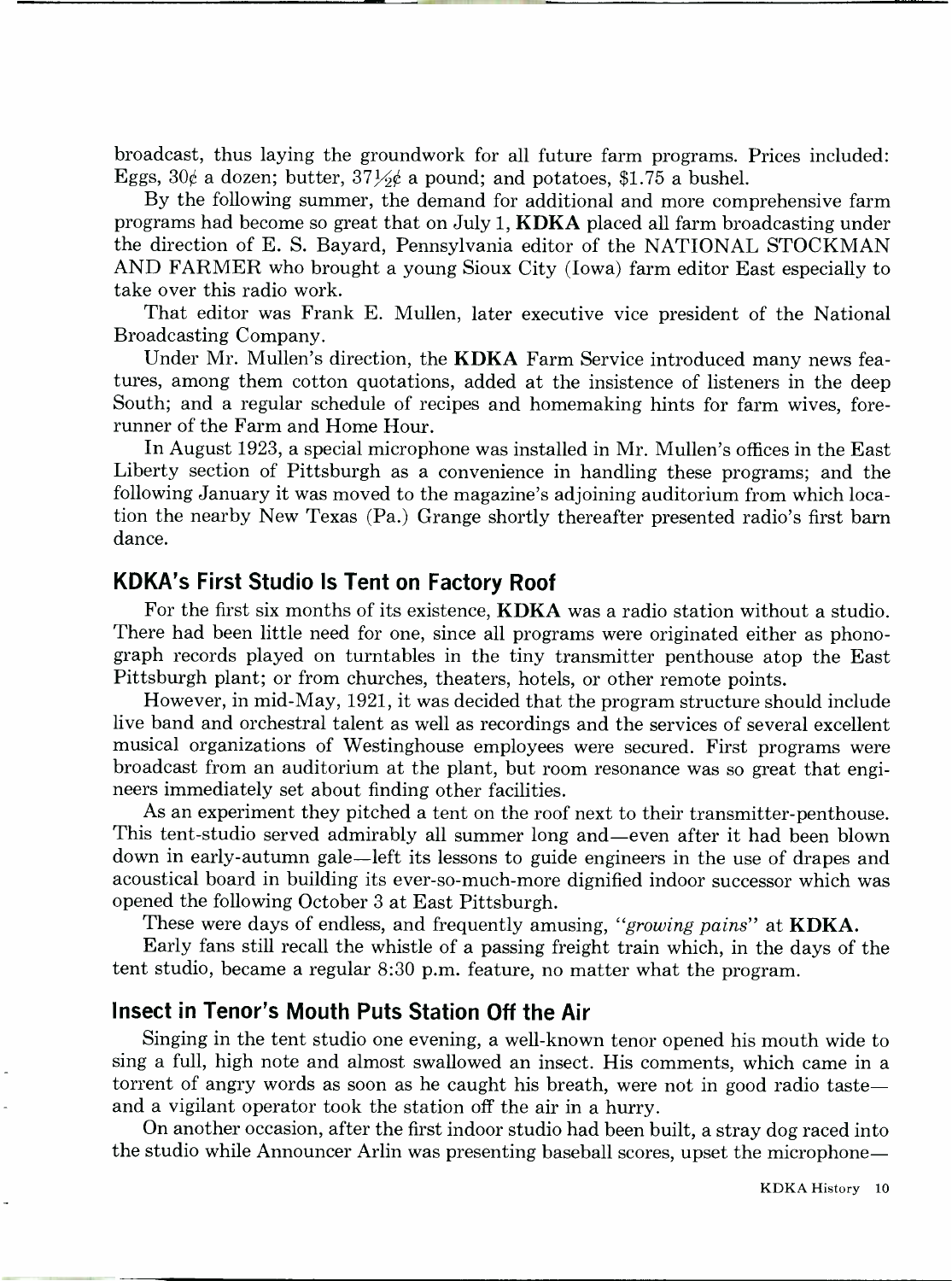broadcast, thus laying the groundwork for all future farm programs. Prices included: Eggs, 30¢ a dozen; butter, 37½¢ a pound; and potatoes, $1.75 a bushel.

By the following summer, the demand for additional and more comprehensive farm programs had become so great that on July 1, **KDKA** placed all farm broadcasting under the direction of E. S. Bayard, Pennsylvania editor of the NATIONAL STOCKMAN AND FARMER who brought a young Sioux City (Iowa) farm editor East especially to take over this radio work.

That editor was Frank E. Mullen, later executive vice president of the National Broadcasting Company.

Under Mr. Mullen's direction, the **KDKA** Farm Service introduced many news features, among them cotton quotations, added at the insistence of listeners in the deep South; and a regular schedule of recipes and homemaking hints for farm wives, forerunner of the Farm and Home Hour.

In August 1923, a special microphone was installed in Mr. Mullen's offices in the East Liberty section of Pittsburgh as a convenience in handling these programs; and the following January it was moved to the magazine's adjoining auditorium from which location the nearby New Texas (Pa.) Grange shortly thereafter presented radio's first barn dance.

## KDKA's First Studio Is Tent on Factory Roof

For the first six months of its existence, **KDKA** was a radio station without a studio. There had been little need for one, since all programs were originated either as phonograph records played on turntables in the tiny transmitter penthouse atop the East Pittsburgh plant; or from churches, theaters, hotels, or other remote points.

However, in mid-May, 1921, it was decided that the program structure should include live band and orchestral talent as well as recordings and the services of several excellent musical organizations of Westinghouse employees were secured. First programs were broadcast from an auditorium at the plant, but room resonance was so great that engineers immediately set about finding other facilities.

As an experiment they pitched a tent on the roof next to their transmitter-penthouse. This tent-studio served admirably all summer long and—even after it had been blown down in early-autumn gale—left its lessons to guide engineers in the use of drapes and acoustical board in building its ever-so-much-more dignified indoor successor which was opened the following October 3 at East Pittsburgh.

These were days of endless, and frequently amusing, "*growing pains*" at **KDKA**.

Early fans still recall the whistle of a passing freight train which, in the days of the tent studio, became a regular 8:30 p.m. feature, no matter what the program.

## Insect in Tenor's Mouth Puts Station Off the Air

Singing in the tent studio one evening, a well-known tenor opened his mouth wide to sing a full, high note and almost swallowed an insect. His comments, which came in a torrent of angry words as soon as he caught his breath, were not in good radio taste—and a vigilant operator took the station off the air in a hurry.

On another occasion, after the first indoor studio had been built, a stray dog raced into the studio while Announcer Arlin was presenting baseball scores, upset the microphone—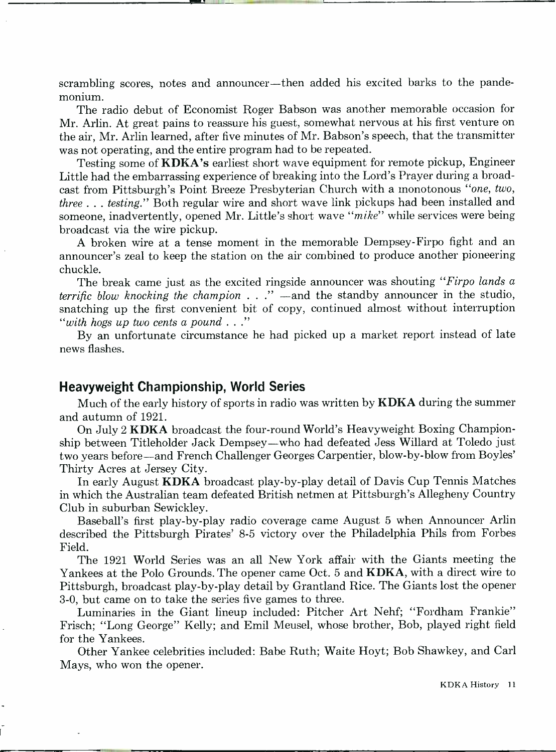scrambling scores, notes and announcer—then added his excited barks to the pandemonium.

The radio debut of Economist Roger Babson was another memorable occasion for Mr. Arlin. At great pains to reassure his guest, somewhat nervous at his first venture on the air, Mr. Arlin learned, after five minutes of Mr. Babson's speech, that the transmitter was not operating, and the entire program had to be repeated.

Testing some of **KDKA's** earliest short wave equipment for remote pickup, Engineer Little had the embarrassing experience of breaking into the Lord's Prayer during a broadcast from Pittsburgh's Point Breeze Presbyterian Church with a monotonous *"one, two, three . . . testing."* Both regular wire and short wave link pickups had been installed and someone, inadvertently, opened Mr. Little's short wave *"mike"* while services were being broadcast via the wire pickup.

A broken wire at a tense moment in the memorable Dempsey-Firpo fight and an announcer's zeal to keep the station on the air combined to produce another pioneering chuckle.

The break came just as the excited ringside announcer was shouting *"Firpo lands a terrific blow knocking the champion . . ."* —and the standby announcer in the studio, snatching up the first convenient bit of copy, continued almost without interruption *"with hogs up two cents a pound . . ."*

By an unfortunate circumstance he had picked up a market report instead of late news flashes.

## Heavyweight Championship, World Series

Much of the early history of sports in radio was written by **KDKA** during the summer and autumn of 1921.

On July 2 **KDKA** broadcast the four-round World's Heavyweight Boxing Championship between Titleholder Jack Dempsey—who had defeated Jess Willard at Toledo just two years before—and French Challenger Georges Carpentier, blow-by-blow from Boyles' Thirty Acres at Jersey City.

In early August **KDKA** broadcast play-by-play detail of Davis Cup Tennis Matches in which the Australian team defeated British netmen at Pittsburgh's Allegheny Country Club in suburban Sewickley.

Baseball's first play-by-play radio coverage came August 5 when Announcer Arlin described the Pittsburgh Pirates' 8-5 victory over the Philadelphia Phils from Forbes Field.

The 1921 World Series was an all New York affair with the Giants meeting the Yankees at the Polo Grounds. The opener came Oct. 5 and **KDKA**, with a direct wire to Pittsburgh, broadcast play-by-play detail by Grantland Rice. The Giants lost the opener 3-0, but came on to take the series five games to three.

Luminaries in the Giant lineup included: Pitcher Art Nehf; "Fordham Frankie" Frisch; "Long George" Kelly; and Emil Meusel, whose brother, Bob, played right field for the Yankees.

Other Yankee celebrities included: Babe Ruth; Waite Hoyt; Bob Shawkey, and Carl Mays, who won the opener.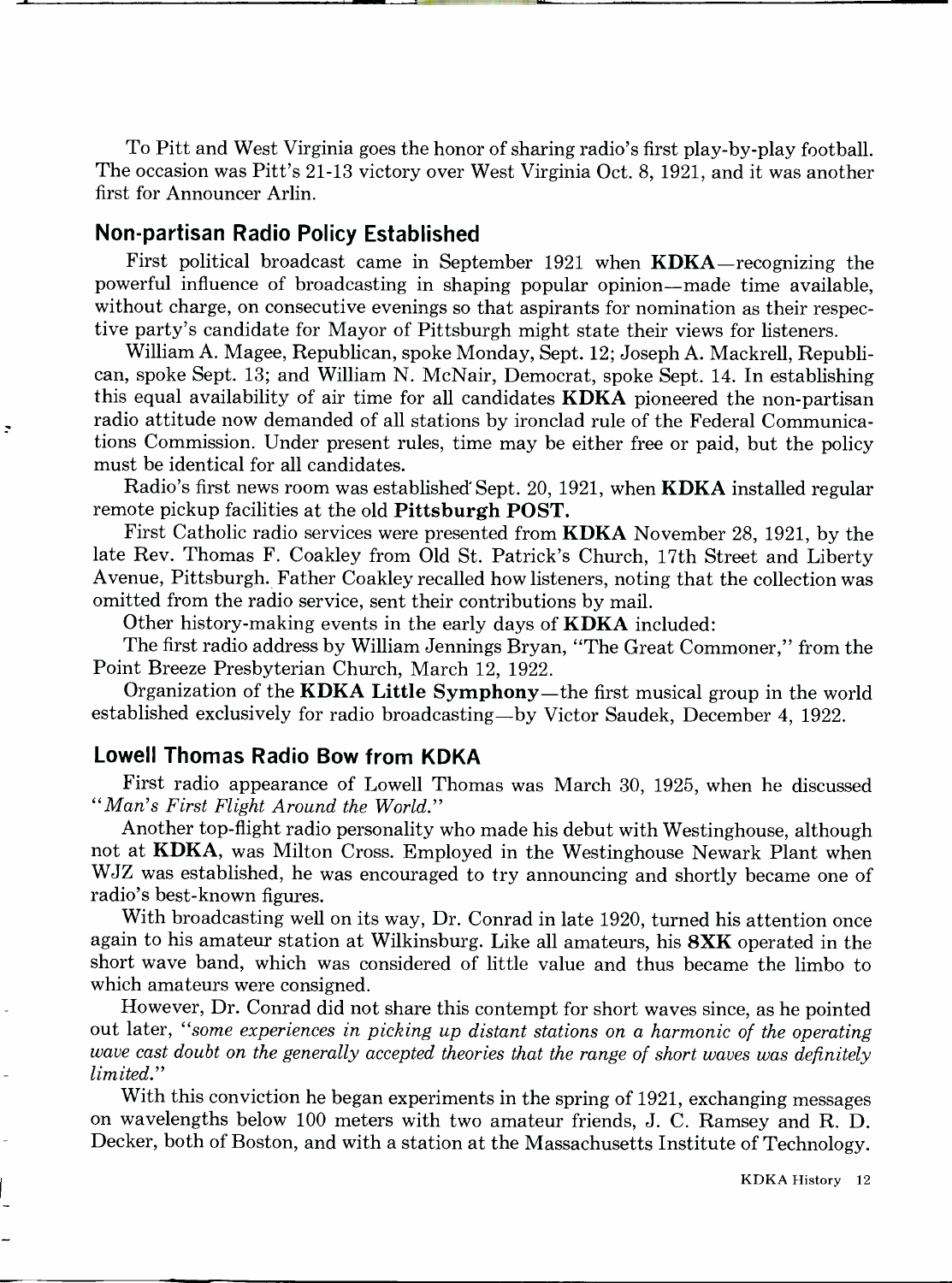To Pitt and West Virginia goes the honor of sharing radio's first play-by-play football. The occasion was Pitt's 21-13 victory over West Virginia Oct. 8, 1921, and it was another first for Announcer Arlin.

## Non-partisan Radio Policy Established

First political broadcast came in September 1921 when **KDKA**—recognizing the powerful influence of broadcasting in shaping popular opinion—made time available, without charge, on consecutive evenings so that aspirants for nomination as their respective party's candidate for Mayor of Pittsburgh might state their views for listeners.

William A. Magee, Republican, spoke Monday, Sept. 12; Joseph A. Mackrell, Republican, spoke Sept. 13; and William N. McNair, Democrat, spoke Sept. 14. In establishing this equal availability of air time for all candidates **KDKA** pioneered the non-partisan radio attitude now demanded of all stations by ironclad rule of the Federal Communications Commission. Under present rules, time may be either free or paid, but the policy must be identical for all candidates.

Radio's first news room was established Sept. 20, 1921, when **KDKA** installed regular remote pickup facilities at the old **Pittsburgh POST.**

First Catholic radio services were presented from **KDKA** November 28, 1921, by the late Rev. Thomas F. Coakley from Old St. Patrick's Church, 17th Street and Liberty Avenue, Pittsburgh. Father Coakley recalled how listeners, noting that the collection was omitted from the radio service, sent their contributions by mail.

Other history-making events in the early days of **KDKA** included:

The first radio address by William Jennings Bryan, "The Great Commoner," from the Point Breeze Presbyterian Church, March 12, 1922.

Organization of the **KDKA Little Symphony**—the first musical group in the world established exclusively for radio broadcasting—by Victor Saudek, December 4, 1922.

## Lowell Thomas Radio Bow from KDKA

First radio appearance of Lowell Thomas was March 30, 1925, when he discussed "*Man's First Flight Around the World.*"

Another top-flight radio personality who made his debut with Westinghouse, although not at **KDKA**, was Milton Cross. Employed in the Westinghouse Newark Plant when WJZ was established, he was encouraged to try announcing and shortly became one of radio's best-known figures.

With broadcasting well on its way, Dr. Conrad in late 1920, turned his attention once again to his amateur station at Wilkinsburg. Like all amateurs, his **8XK** operated in the short wave band, which was considered of little value and thus became the limbo to which amateurs were consigned.

However, Dr. Conrad did not share this contempt for short waves since, as he pointed out later, "*some experiences in picking up distant stations on a harmonic of the operating wave cast doubt on the generally accepted theories that the range of short waves was definitely limited.*"

With this conviction he began experiments in the spring of 1921, exchanging messages on wavelengths below 100 meters with two amateur friends, J. C. Ramsey and R. D. Decker, both of Boston, and with a station at the Massachusetts Institute of Technology.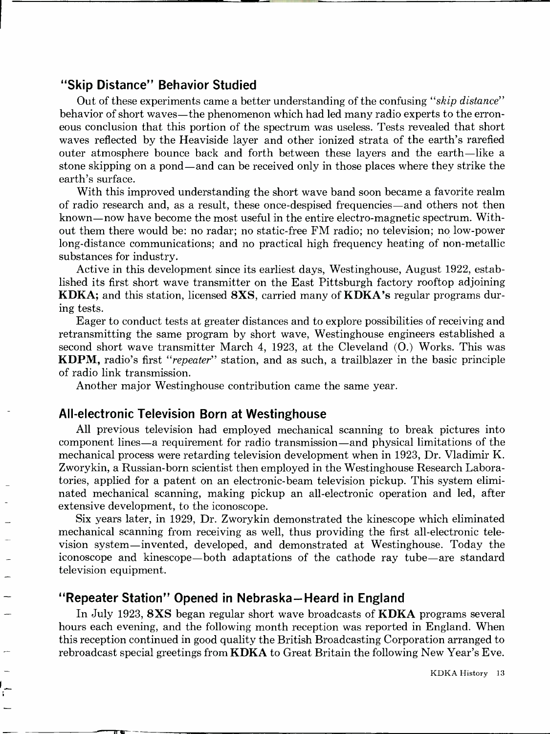## "Skip Distance" Behavior Studied

Out of these experiments came a better understanding of the confusing "*skip distance*" behavior of short waves—the phenomenon which had led many radio experts to the erroneous conclusion that this portion of the spectrum was useless. Tests revealed that short waves reflected by the Heaviside layer and other ionized strata of the earth's rarefied outer atmosphere bounce back and forth between these layers and the earth—like a stone skipping on a pond—and can be received only in those places where they strike the earth's surface.

With this improved understanding the short wave band soon became a favorite realm of radio research and, as a result, these once-despised frequencies—and others not then known—now have become the most useful in the entire electro-magnetic spectrum. Without them there would be: no radar; no static-free FM radio; no television; no low-power long-distance communications; and no practical high frequency heating of non-metallic substances for industry.

Active in this development since its earliest days, Westinghouse, August 1922, established its first short wave transmitter on the East Pittsburgh factory rooftop adjoining **KDKA**; and this station, licensed **8XS**, carried many of **KDKA's** regular programs during tests.

Eager to conduct tests at greater distances and to explore possibilities of receiving and retransmitting the same program by short wave, Westinghouse engineers established a second short wave transmitter March 4, 1923, at the Cleveland (O.) Works. This was **KDPM**, radio's first "*repeater*" station, and as such, a trailblazer in the basic principle of radio link transmission.

Another major Westinghouse contribution came the same year.

## All-electronic Television Born at Westinghouse

All previous television had employed mechanical scanning to break pictures into component lines—a requirement for radio transmission—and physical limitations of the mechanical process were retarding television development when in 1923, Dr. Vladimir K. Zworykin, a Russian-born scientist then employed in the Westinghouse Research Laboratories, applied for a patent on an electronic-beam television pickup. This system eliminated mechanical scanning, making pickup an all-electronic operation and led, after extensive development, to the iconoscope.

Six years later, in 1929, Dr. Zworykin demonstrated the kinescope which eliminated mechanical scanning from receiving as well, thus providing the first all-electronic television system—invented, developed, and demonstrated at Westinghouse. Today the iconoscope and kinescope—both adaptations of the cathode ray tube—are standard television equipment.

## "Repeater Station" Opened in Nebraska—Heard in England

In July 1923, **8XS** began regular short wave broadcasts of **KDKA** programs several hours each evening, and the following month reception was reported in England. When this reception continued in good quality the British Broadcasting Corporation arranged to rebroadcast special greetings from **KDKA** to Great Britain the following New Year's Eve.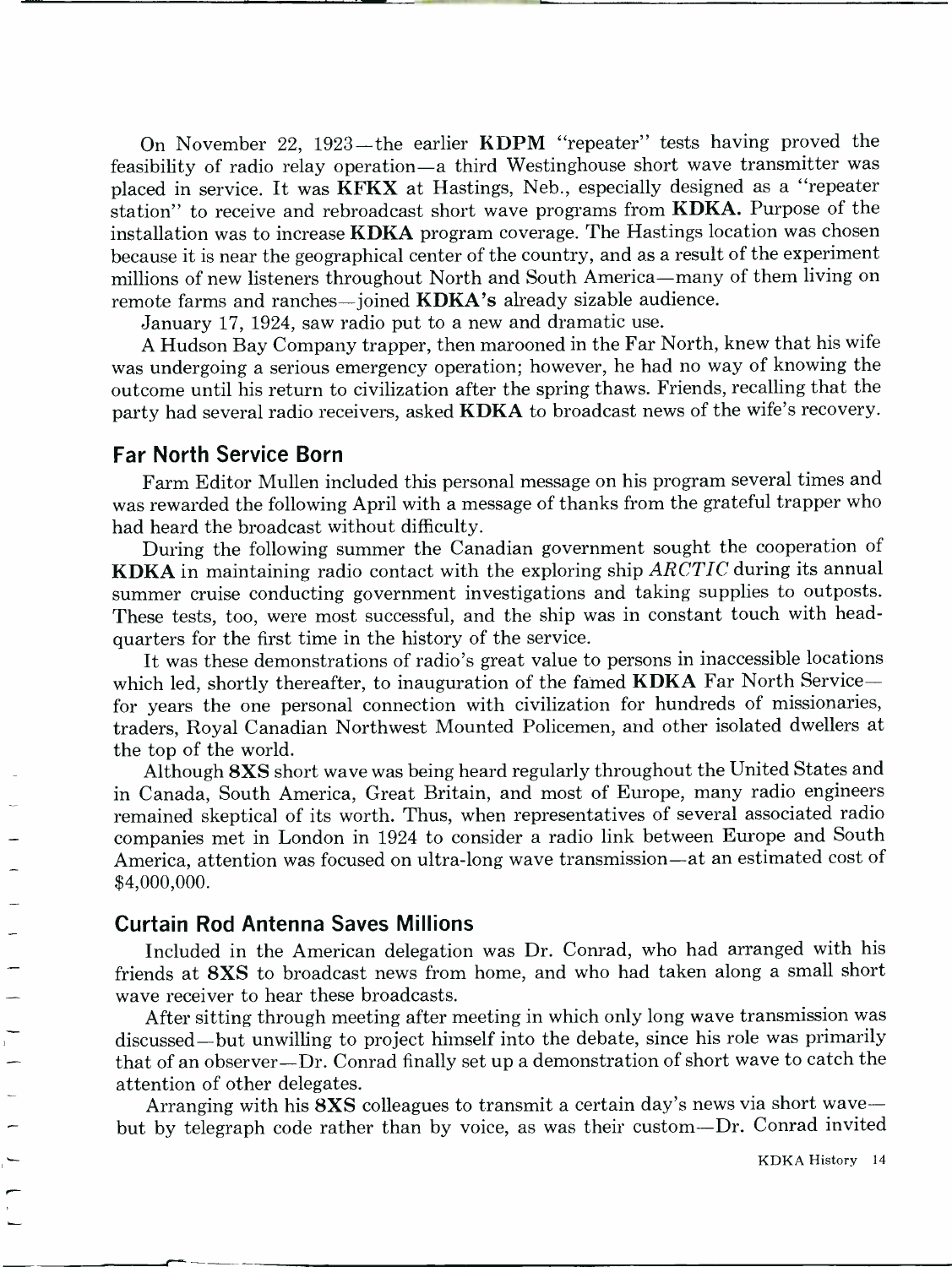On November 22, 1923—the earlier **KDPM** "repeater" tests having proved the feasibility of radio relay operation—a third Westinghouse short wave transmitter was placed in service. It was **KFKX** at Hastings, Neb., especially designed as a "repeater station" to receive and rebroadcast short wave programs from **KDKA.** Purpose of the installation was to increase **KDKA** program coverage. The Hastings location was chosen because it is near the geographical center of the country, and as a result of the experiment millions of new listeners throughout North and South America—many of them living on remote farms and ranches—joined **KDKA's** already sizable audience.

January 17, 1924, saw radio put to a new and dramatic use.

A Hudson Bay Company trapper, then marooned in the Far North, knew that his wife was undergoing a serious emergency operation; however, he had no way of knowing the outcome until his return to civilization after the spring thaws. Friends, recalling that the party had several radio receivers, asked **KDKA** to broadcast news of the wife's recovery.

## Far North Service Born

Farm Editor Mullen included this personal message on his program several times and was rewarded the following April with a message of thanks from the grateful trapper who had heard the broadcast without difficulty.

During the following summer the Canadian government sought the cooperation of **KDKA** in maintaining radio contact with the exploring ship *ARCTIC* during its annual summer cruise conducting government investigations and taking supplies to outposts. These tests, too, were most successful, and the ship was in constant touch with headquarters for the first time in the history of the service.

It was these demonstrations of radio's great value to persons in inaccessible locations which led, shortly thereafter, to inauguration of the famed **KDKA** Far North Service—for years the one personal connection with civilization for hundreds of missionaries, traders, Royal Canadian Northwest Mounted Policemen, and other isolated dwellers at the top of the world.

Although **8XS** short wave was being heard regularly throughout the United States and in Canada, South America, Great Britain, and most of Europe, many radio engineers remained skeptical of its worth. Thus, when representatives of several associated radio companies met in London in 1924 to consider a radio link between Europe and South America, attention was focused on ultra-long wave transmission—at an estimated cost of $4,000,000.

## Curtain Rod Antenna Saves Millions

Included in the American delegation was Dr. Conrad, who had arranged with his friends at **8XS** to broadcast news from home, and who had taken along a small short wave receiver to hear these broadcasts.

After sitting through meeting after meeting in which only long wave transmission was discussed—but unwilling to project himself into the debate, since his role was primarily that of an observer—Dr. Conrad finally set up a demonstration of short wave to catch the attention of other delegates.

Arranging with his **8XS** colleagues to transmit a certain day's news via short wave—but by telegraph code rather than by voice, as was their custom—Dr. Conrad invited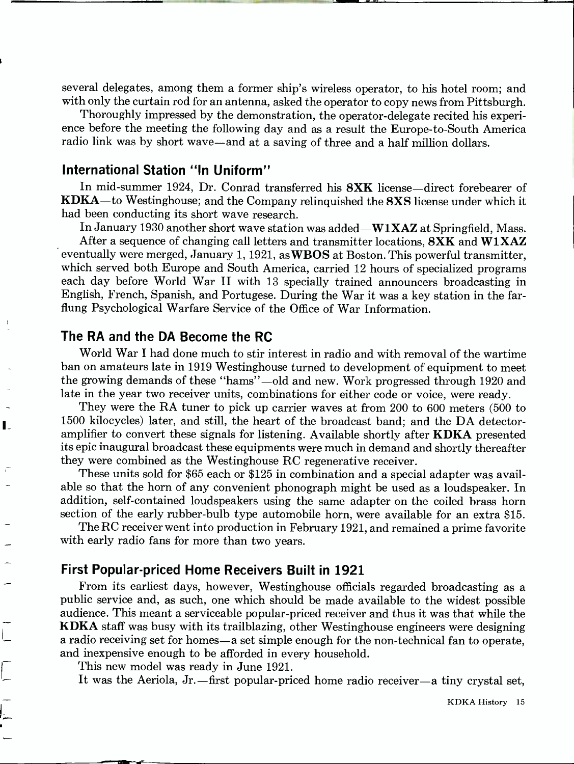several delegates, among them a former ship's wireless operator, to his hotel room; and with only the curtain rod for an antenna, asked the operator to copy news from Pittsburgh.

Thoroughly impressed by the demonstration, the operator-delegate recited his experience before the meeting the following day and as a result the Europe-to-South America radio link was by short wave—and at a saving of three and a half million dollars.

## International Station "In Uniform"

In mid-summer 1924, Dr. Conrad transferred his **8XK** license—direct forebearer of **KDKA**—to Westinghouse; and the Company relinquished the **8XS** license under which it had been conducting its short wave research.

In January 1930 another short wave station was added—**W1XAZ** at Springfield, Mass.

After a sequence of changing call letters and transmitter locations, **8XK** and **W1XAZ** eventually were merged, January 1, 1921, as **WBOS** at Boston. This powerful transmitter, which served both Europe and South America, carried 12 hours of specialized programs each day before World War II with 13 specially trained announcers broadcasting in English, French, Spanish, and Portugese. During the War it was a key station in the far-flung Psychological Warfare Service of the Office of War Information.

## The RA and the DA Become the RC

World War I had done much to stir interest in radio and with removal of the wartime ban on amateurs late in 1919 Westinghouse turned to development of equipment to meet the growing demands of these "hams"—old and new. Work progressed through 1920 and late in the year two receiver units, combinations for either code or voice, were ready.

They were the RA tuner to pick up carrier waves at from 200 to 600 meters (500 to 1500 kilocycles) later, and still, the heart of the broadcast band; and the DA detector-amplifier to convert these signals for listening. Available shortly after **KDKA** presented its epic inaugural broadcast these equipments were much in demand and shortly thereafter they were combined as the Westinghouse RC regenerative receiver.

These units sold for $65 each or $125 in combination and a special adapter was available so that the horn of any convenient phonograph might be used as a loudspeaker. In addition, self-contained loudspeakers using the same adapter on the coiled brass horn section of the early rubber-bulb type automobile horn, were available for an extra $15.

The RC receiver went into production in February 1921, and remained a prime favorite with early radio fans for more than two years.

## First Popular-priced Home Receivers Built in 1921

From its earliest days, however, Westinghouse officials regarded broadcasting as a public service and, as such, one which should be made available to the widest possible audience. This meant a serviceable popular-priced receiver and thus it was that while the **KDKA** staff was busy with its trailblazing, other Westinghouse engineers were designing a radio receiving set for homes—a set simple enough for the non-technical fan to operate, and inexpensive enough to be afforded in every household.

This new model was ready in June 1921.

It was the Aeriola, Jr.—first popular-priced home radio receiver—a tiny crystal set,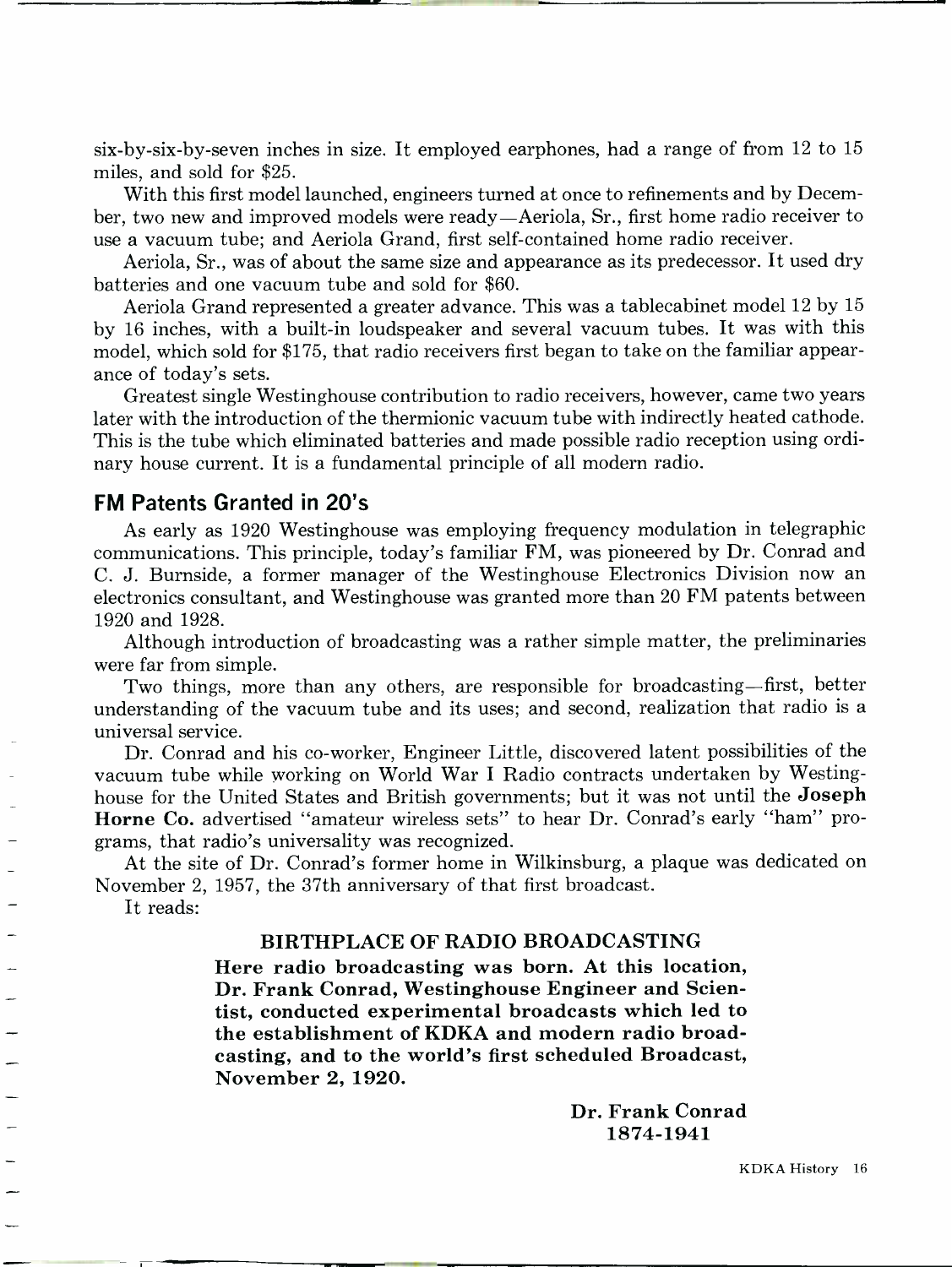six-by-six-by-seven inches in size. It employed earphones, had a range of from 12 to 15 miles, and sold for $25.

With this first model launched, engineers turned at once to refinements and by December, two new and improved models were ready—Aeriola, Sr., first home radio receiver to use a vacuum tube; and Aeriola Grand, first self-contained home radio receiver.

Aeriola, Sr., was of about the same size and appearance as its predecessor. It used dry batteries and one vacuum tube and sold for $60.

Aeriola Grand represented a greater advance. This was a tablecabinet model 12 by 15 by 16 inches, with a built-in loudspeaker and several vacuum tubes. It was with this model, which sold for $175, that radio receivers first began to take on the familiar appearance of today's sets.

Greatest single Westinghouse contribution to radio receivers, however, came two years later with the introduction of the thermionic vacuum tube with indirectly heated cathode. This is the tube which eliminated batteries and made possible radio reception using ordinary house current. It is a fundamental principle of all modern radio.

## FM Patents Granted in 20's

As early as 1920 Westinghouse was employing frequency modulation in telegraphic communications. This principle, today's familiar FM, was pioneered by Dr. Conrad and C. J. Burnside, a former manager of the Westinghouse Electronics Division now an electronics consultant, and Westinghouse was granted more than 20 FM patents between 1920 and 1928.

Although introduction of broadcasting was a rather simple matter, the preliminaries were far from simple.

Two things, more than any others, are responsible for broadcasting—first, better understanding of the vacuum tube and its uses; and second, realization that radio is a universal service.

Dr. Conrad and his co-worker, Engineer Little, discovered latent possibilities of the vacuum tube while working on World War I Radio contracts undertaken by Westinghouse for the United States and British governments; but it was not until the **Joseph Horne Co.** advertised "amateur wireless sets" to hear Dr. Conrad's early "ham" programs, that radio's universality was recognized.

At the site of Dr. Conrad's former home in Wilkinsburg, a plaque was dedicated on November 2, 1957, the 37th anniversary of that first broadcast.

It reads:

**BIRTHPLACE OF RADIO BROADCASTING**

**Here radio broadcasting was born. At this location, Dr. Frank Conrad, Westinghouse Engineer and Scientist, conducted experimental broadcasts which led to the establishment of KDKA and modern radio broadcasting, and to the world's first scheduled Broadcast, November 2, 1920.**

**Dr. Frank Conrad**
**1874-1941**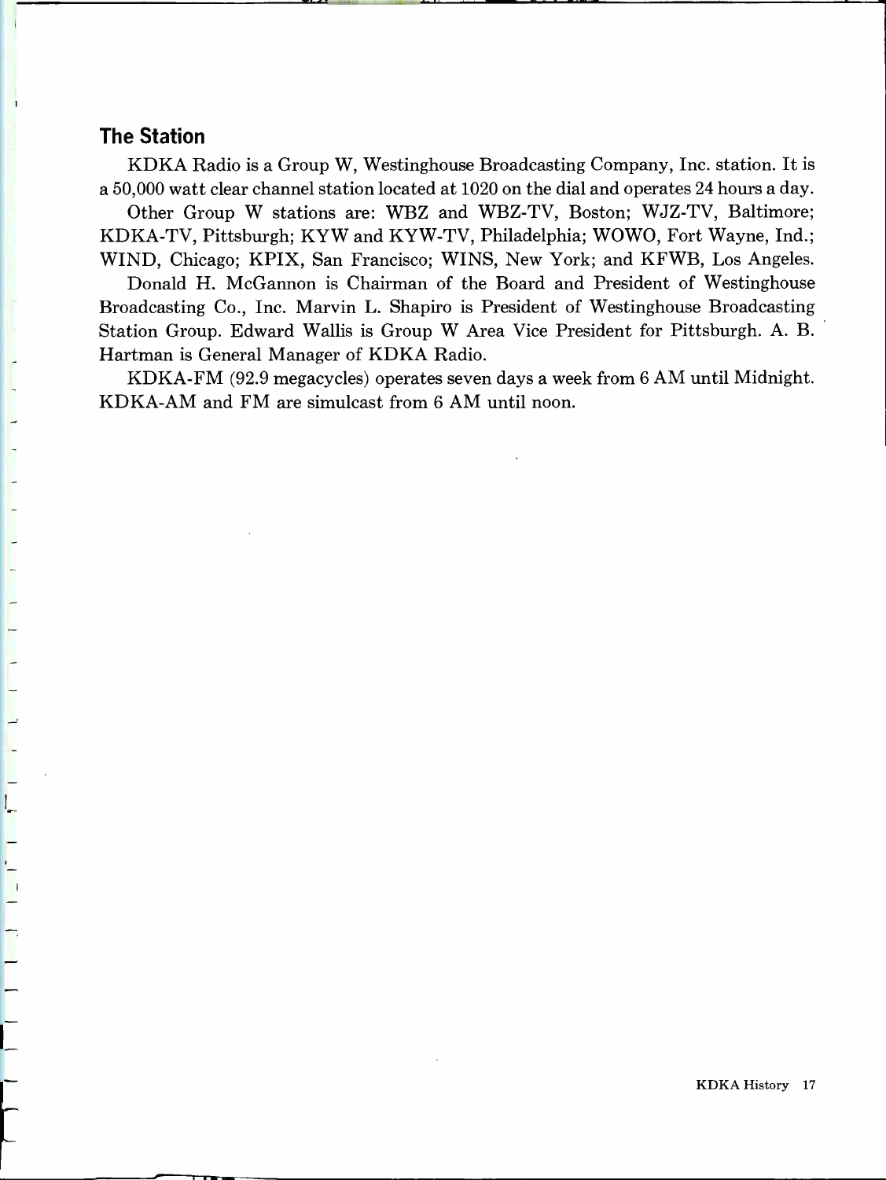## The Station

KDKA Radio is a Group W, Westinghouse Broadcasting Company, Inc. station. It is a 50,000 watt clear channel station located at 1020 on the dial and operates 24 hours a day.

Other Group W stations are: WBZ and WBZ-TV, Boston; WJZ-TV, Baltimore; KDKA-TV, Pittsburgh; KYW and KYW-TV, Philadelphia; WOWO, Fort Wayne, Ind.; WIND, Chicago; KPIX, San Francisco; WINS, New York; and KFWB, Los Angeles.

Donald H. McGannon is Chairman of the Board and President of Westinghouse Broadcasting Co., Inc. Marvin L. Shapiro is President of Westinghouse Broadcasting Station Group. Edward Wallis is Group W Area Vice President for Pittsburgh. A. B. Hartman is General Manager of KDKA Radio.

KDKA-FM (92.9 megacycles) operates seven days a week from 6 AM until Midnight. KDKA-AM and FM are simulcast from 6 AM until noon.